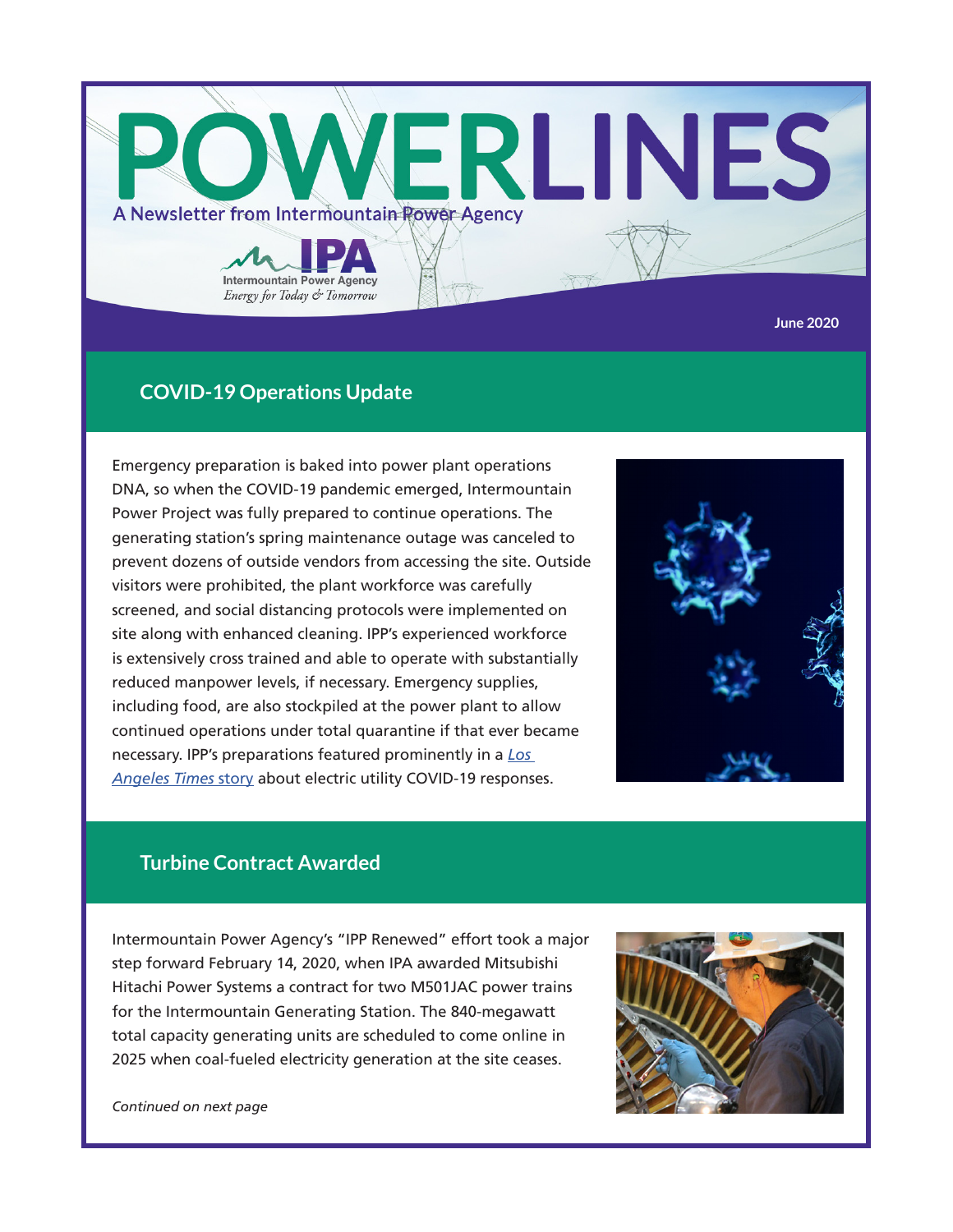# POWERLINES

A Newsletter from Intermountain Power Agency

IPA
Intermountain Power Agency
*Energy for Today & Tomorrow*

**June 2020**

## COVID-19 Operations Update

Emergency preparation is baked into power plant operations DNA, so when the COVID-19 pandemic emerged, Intermountain Power Project was fully prepared to continue operations. The generating station's spring maintenance outage was canceled to prevent dozens of outside vendors from accessing the site. Outside visitors were prohibited, the plant workforce was carefully screened, and social distancing protocols were implemented on site along with enhanced cleaning. IPP's experienced workforce is extensively cross trained and able to operate with substantially reduced manpower levels, if necessary. Emergency supplies, including food, are also stockpiled at the power plant to allow continued operations under total quarantine if that ever became necessary. IPP's preparations featured prominently in a *Los Angeles Times* story about electric utility COVID-19 responses.

## Turbine Contract Awarded

Intermountain Power Agency's "IPP Renewed" effort took a major step forward February 14, 2020, when IPA awarded Mitsubishi Hitachi Power Systems a contract for two M501JAC power trains for the Intermountain Generating Station. The 840-megawatt total capacity generating units are scheduled to come online in 2025 when coal-fueled electricity generation at the site ceases.

*Continued on next page*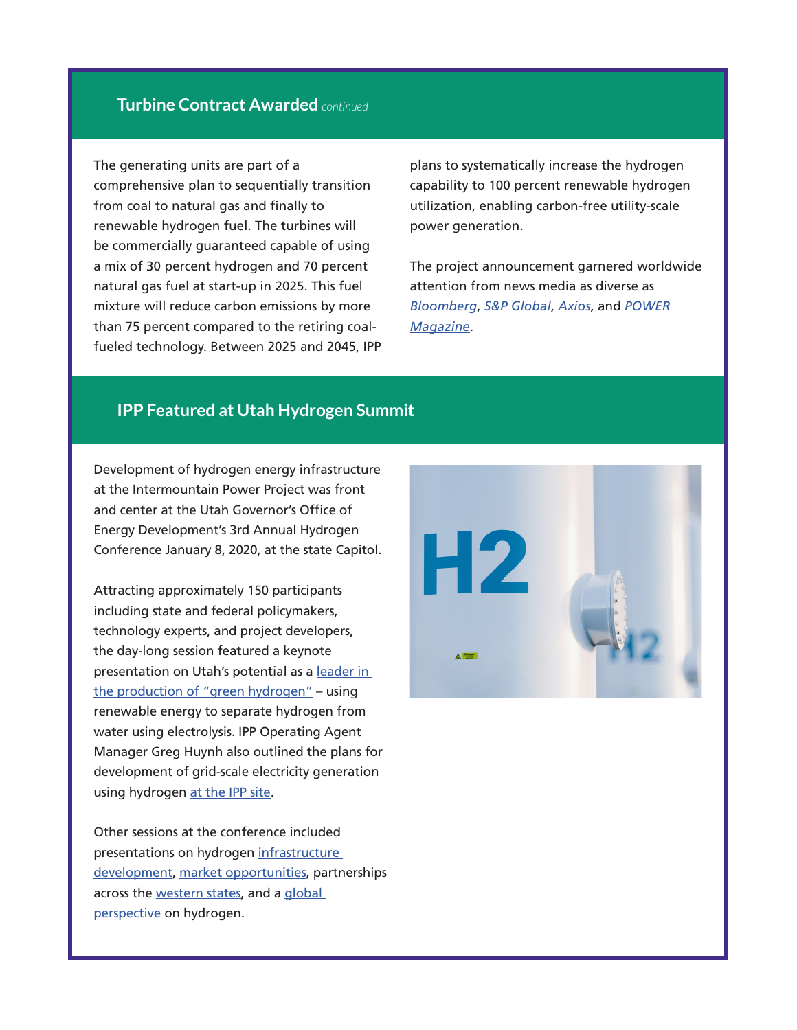## Turbine Contract Awarded *continued*

The generating units are part of a comprehensive plan to sequentially transition from coal to natural gas and finally to renewable hydrogen fuel. The turbines will be commercially guaranteed capable of using a mix of 30 percent hydrogen and 70 percent natural gas fuel at start-up in 2025. This fuel mixture will reduce carbon emissions by more than 75 percent compared to the retiring coal-fueled technology. Between 2025 and 2045, IPP plans to systematically increase the hydrogen capability to 100 percent renewable hydrogen utilization, enabling carbon-free utility-scale power generation.

The project announcement garnered worldwide attention from news media as diverse as *Bloomberg*, *S&P Global*, *Axios*, and *POWER Magazine*.

## IPP Featured at Utah Hydrogen Summit

Development of hydrogen energy infrastructure at the Intermountain Power Project was front and center at the Utah Governor's Office of Energy Development's 3rd Annual Hydrogen Conference January 8, 2020, at the state Capitol.

Attracting approximately 150 participants including state and federal policymakers, technology experts, and project developers, the day-long session featured a keynote presentation on Utah's potential as a leader in the production of "green hydrogen" – using renewable energy to separate hydrogen from water using electrolysis. IPP Operating Agent Manager Greg Huynh also outlined the plans for development of grid-scale electricity generation using hydrogen at the IPP site.

Other sessions at the conference included presentations on hydrogen infrastructure development, market opportunities, partnerships across the western states, and a global perspective on hydrogen.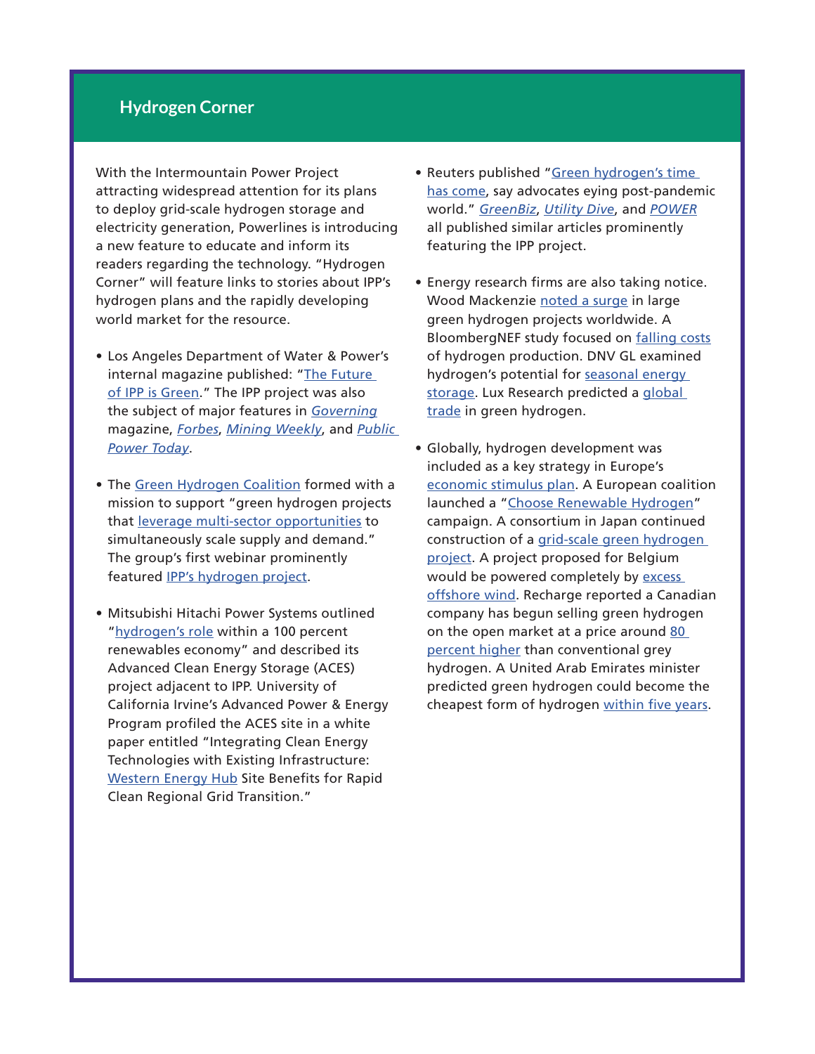## Hydrogen Corner

With the Intermountain Power Project attracting widespread attention for its plans to deploy grid-scale hydrogen storage and electricity generation, Powerlines is introducing a new feature to educate and inform its readers regarding the technology. "Hydrogen Corner" will feature links to stories about IPP's hydrogen plans and the rapidly developing world market for the resource.

- Los Angeles Department of Water & Power's internal magazine published: "The Future of IPP is Green." The IPP project was also the subject of major features in *Governing* magazine, *Forbes*, *Mining Weekly*, and *Public Power Today*.

- The Green Hydrogen Coalition formed with a mission to support "green hydrogen projects that leverage multi-sector opportunities to simultaneously scale supply and demand." The group's first webinar prominently featured IPP's hydrogen project.

- Mitsubishi Hitachi Power Systems outlined "hydrogen's role within a 100 percent renewables economy" and described its Advanced Clean Energy Storage (ACES) project adjacent to IPP. University of California Irvine's Advanced Power & Energy Program profiled the ACES site in a white paper entitled "Integrating Clean Energy Technologies with Existing Infrastructure: Western Energy Hub Site Benefits for Rapid Clean Regional Grid Transition."

- Reuters published "Green hydrogen's time has come, say advocates eying post-pandemic world." *GreenBiz*, *Utility Dive*, and *POWER* all published similar articles prominently featuring the IPP project.

- Energy research firms are also taking notice. Wood Mackenzie noted a surge in large green hydrogen projects worldwide. A BloombergNEF study focused on falling costs of hydrogen production. DNV GL examined hydrogen's potential for seasonal energy storage. Lux Research predicted a global trade in green hydrogen.

- Globally, hydrogen development was included as a key strategy in Europe's economic stimulus plan. A European coalition launched a "Choose Renewable Hydrogen" campaign. A consortium in Japan continued construction of a grid-scale green hydrogen project. A project proposed for Belgium would be powered completely by excess offshore wind. Recharge reported a Canadian company has begun selling green hydrogen on the open market at a price around 80 percent higher than conventional grey hydrogen. A United Arab Emirates minister predicted green hydrogen could become the cheapest form of hydrogen within five years.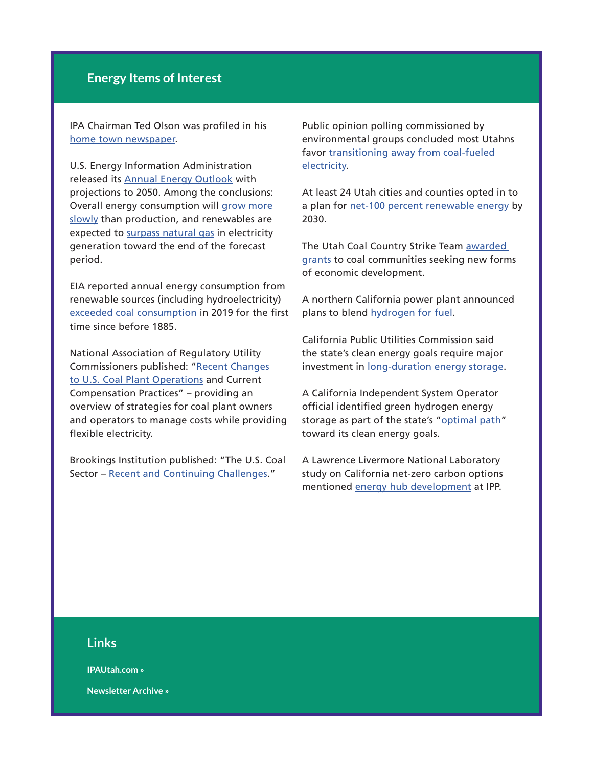## Energy Items of Interest

IPA Chairman Ted Olson was profiled in his home town newspaper.

U.S. Energy Information Administration released its Annual Energy Outlook with projections to 2050. Among the conclusions: Overall energy consumption will grow more slowly than production, and renewables are expected to surpass natural gas in electricity generation toward the end of the forecast period.

EIA reported annual energy consumption from renewable sources (including hydroelectricity) exceeded coal consumption in 2019 for the first time since before 1885.

National Association of Regulatory Utility Commissioners published: "Recent Changes to U.S. Coal Plant Operations and Current Compensation Practices" – providing an overview of strategies for coal plant owners and operators to manage costs while providing flexible electricity.

Brookings Institution published: "The U.S. Coal Sector – Recent and Continuing Challenges."

Public opinion polling commissioned by environmental groups concluded most Utahns favor transitioning away from coal-fueled electricity.

At least 24 Utah cities and counties opted in to a plan for net-100 percent renewable energy by 2030.

The Utah Coal Country Strike Team awarded grants to coal communities seeking new forms of economic development.

A northern California power plant announced plans to blend hydrogen for fuel.

California Public Utilities Commission said the state's clean energy goals require major investment in long-duration energy storage.

A California Independent System Operator official identified green hydrogen energy storage as part of the state's "optimal path" toward its clean energy goals.

A Lawrence Livermore National Laboratory study on California net-zero carbon options mentioned energy hub development at IPP.

## Links

**IPAUtah.com »**

**Newsletter Archive »**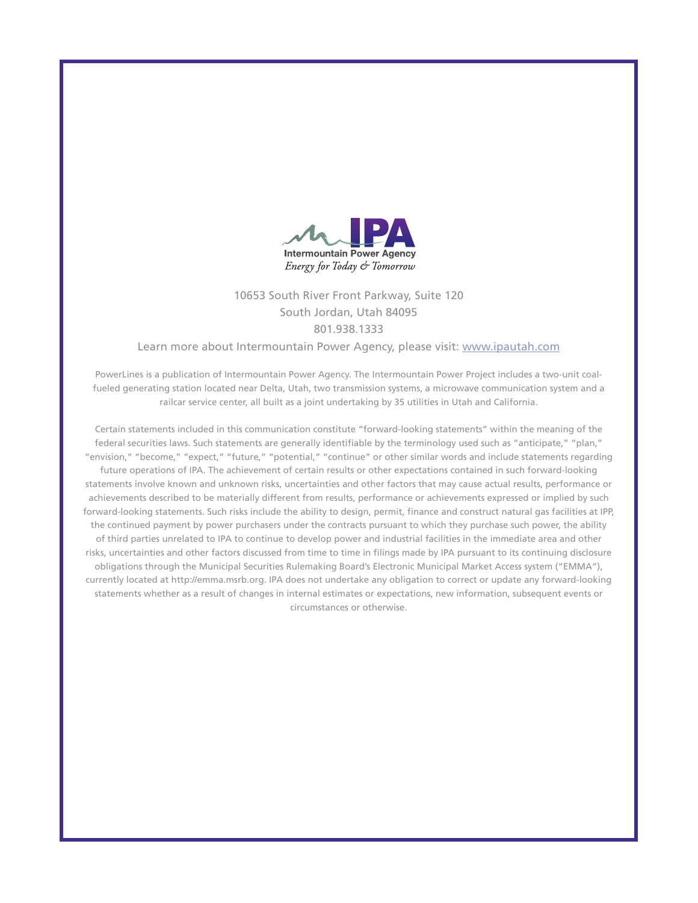**Intermountain Power Agency**

*Energy for Today & Tomorrow*

10653 South River Front Parkway, Suite 120
South Jordan, Utah 84095
801.938.1333

Learn more about Intermountain Power Agency, please visit: [www.ipautah.com](http://www.ipautah.com)

PowerLines is a publication of Intermountain Power Agency. The Intermountain Power Project includes a two-unit coal-fueled generating station located near Delta, Utah, two transmission systems, a microwave communication system and a railcar service center, all built as a joint undertaking by 35 utilities in Utah and California.

Certain statements included in this communication constitute "forward-looking statements" within the meaning of the federal securities laws. Such statements are generally identifiable by the terminology used such as "anticipate," "plan," "envision," "become," "expect," "future," "potential," "continue" or other similar words and include statements regarding future operations of IPA. The achievement of certain results or other expectations contained in such forward-looking statements involve known and unknown risks, uncertainties and other factors that may cause actual results, performance or achievements described to be materially different from results, performance or achievements expressed or implied by such forward-looking statements. Such risks include the ability to design, permit, finance and construct natural gas facilities at IPP, the continued payment by power purchasers under the contracts pursuant to which they purchase such power, the ability of third parties unrelated to IPA to continue to develop power and industrial facilities in the immediate area and other risks, uncertainties and other factors discussed from time to time in filings made by IPA pursuant to its continuing disclosure obligations through the Municipal Securities Rulemaking Board's Electronic Municipal Market Access system ("EMMA"), currently located at http://emma.msrb.org. IPA does not undertake any obligation to correct or update any forward-looking statements whether as a result of changes in internal estimates or expectations, new information, subsequent events or circumstances or otherwise.